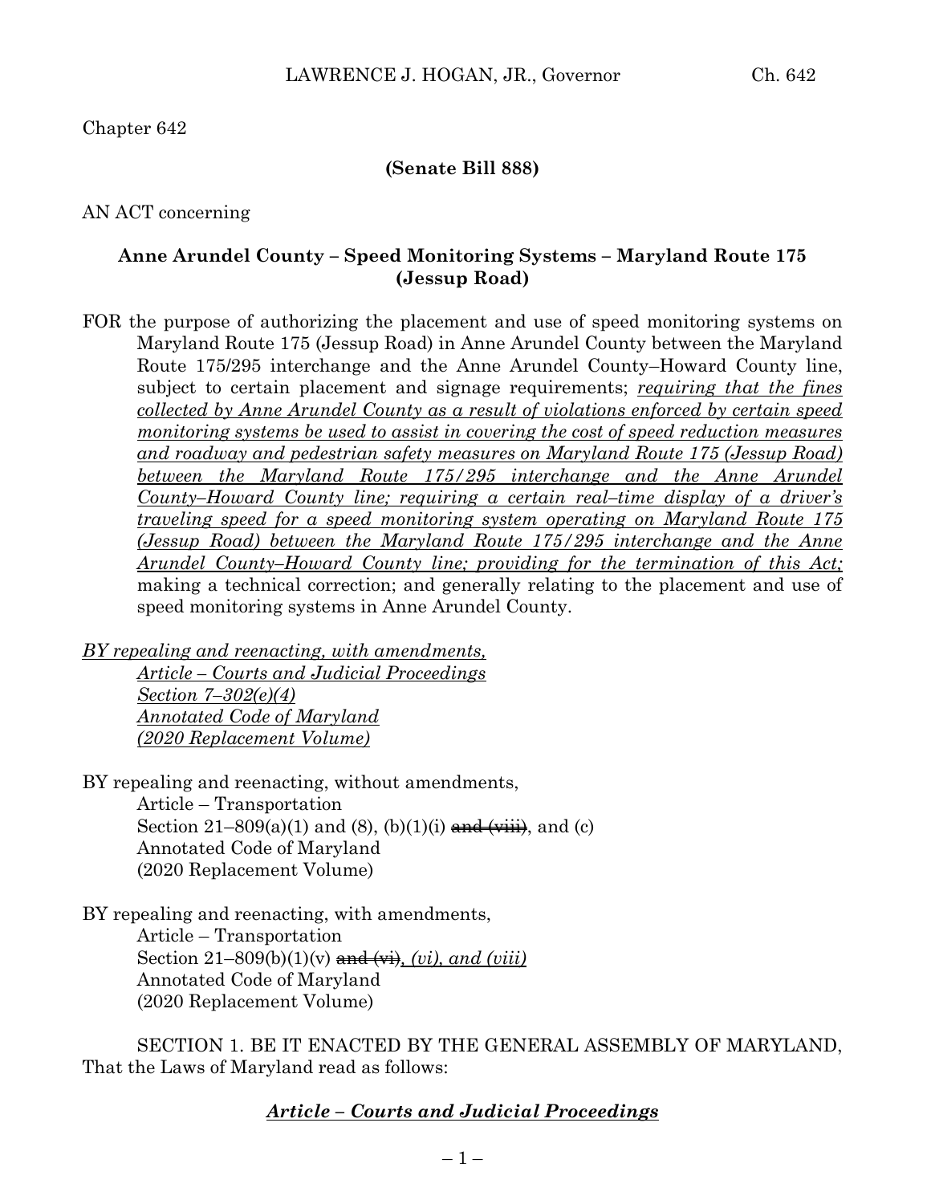Chapter 642

**(Senate Bill 888)**

AN ACT concerning

## Anne Arundel County – Speed Monitoring Systems – Maryland Route 175 (Jessup Road)

FOR the purpose of authorizing the placement and use of speed monitoring systems on Maryland Route 175 (Jessup Road) in Anne Arundel County between the Maryland Route 175/295 interchange and the Anne Arundel County–Howard County line, subject to certain placement and signage requirements; <u>*requiring that the fines collected by Anne Arundel County as a result of violations enforced by certain speed monitoring systems be used to assist in covering the cost of speed reduction measures and roadway and pedestrian safety measures on Maryland Route 175 (Jessup Road) between the Maryland Route 175/295 interchange and the Anne Arundel County–Howard County line; requiring a certain real–time display of a driver's traveling speed for a speed monitoring system operating on Maryland Route 175 (Jessup Road) between the Maryland Route 175/295 interchange and the Anne Arundel County–Howard County line; providing for the termination of this Act;*</u> making a technical correction; and generally relating to the placement and use of speed monitoring systems in Anne Arundel County.

<u>*BY repealing and reenacting, with amendments,*</u>
<u>*Article – Courts and Judicial Proceedings*</u>
<u>*Section 7–302(e)(4)*</u>
<u>*Annotated Code of Maryland*</u>
<u>*(2020 Replacement Volume)*</u>

BY repealing and reenacting, without amendments,
Article – Transportation
Section 21–809(a)(1) and (8), (b)(1)(i) ~~and (viii)~~, and (c)
Annotated Code of Maryland
(2020 Replacement Volume)

BY repealing and reenacting, with amendments,
Article – Transportation
Section 21–809(b)(1)(v) ~~and (vi)~~<u>*, (vi), and (viii)*</u>
Annotated Code of Maryland
(2020 Replacement Volume)

SECTION 1. BE IT ENACTED BY THE GENERAL ASSEMBLY OF MARYLAND, That the Laws of Maryland read as follows:

### <u>*Article – Courts and Judicial Proceedings*</u>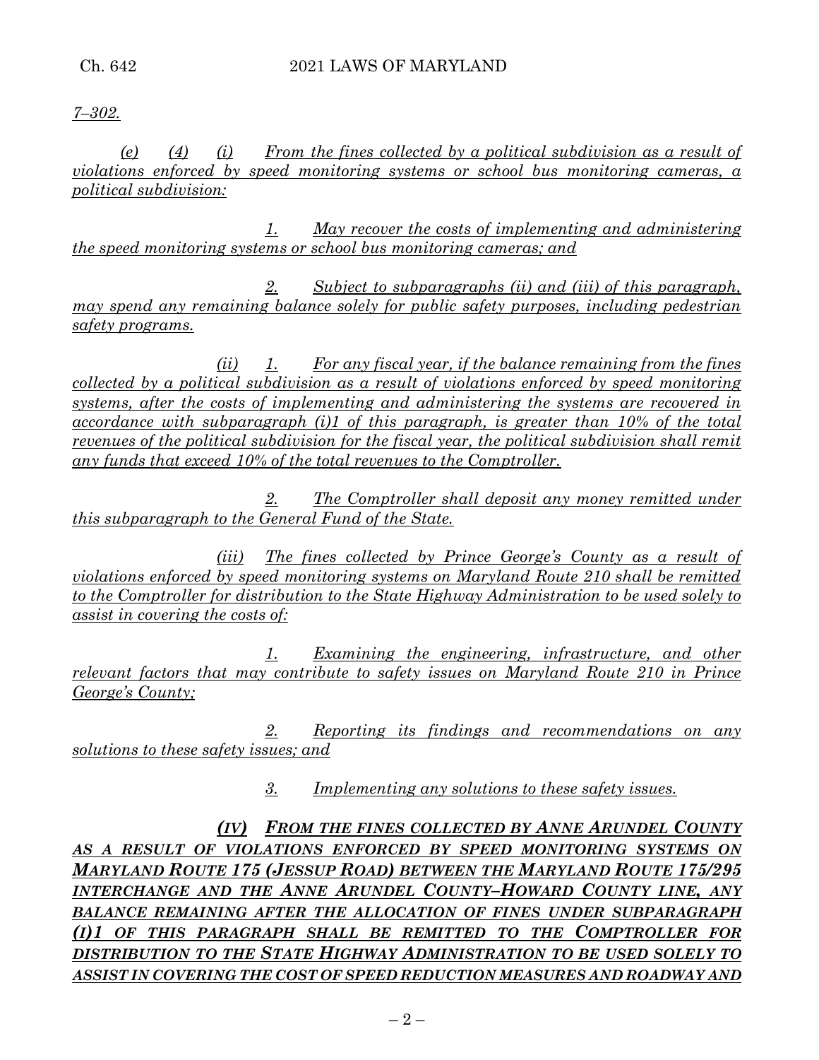*7–302.*

*(e) (4) (i) From the fines collected by a political subdivision as a result of violations enforced by speed monitoring systems or school bus monitoring cameras, a political subdivision:*

*1. May recover the costs of implementing and administering the speed monitoring systems or school bus monitoring cameras; and*

*2. Subject to subparagraphs (ii) and (iii) of this paragraph, may spend any remaining balance solely for public safety purposes, including pedestrian safety programs.*

*(ii) 1. For any fiscal year, if the balance remaining from the fines collected by a political subdivision as a result of violations enforced by speed monitoring systems, after the costs of implementing and administering the systems are recovered in accordance with subparagraph (i)1 of this paragraph, is greater than 10% of the total revenues of the political subdivision for the fiscal year, the political subdivision shall remit any funds that exceed 10% of the total revenues to the Comptroller.*

*2. The Comptroller shall deposit any money remitted under this subparagraph to the General Fund of the State.*

*(iii) The fines collected by Prince George's County as a result of violations enforced by speed monitoring systems on Maryland Route 210 shall be remitted to the Comptroller for distribution to the State Highway Administration to be used solely to assist in covering the costs of:*

*1. Examining the engineering, infrastructure, and other relevant factors that may contribute to safety issues on Maryland Route 210 in Prince George's County;*

*2. Reporting its findings and recommendations on any solutions to these safety issues; and*

*3. Implementing any solutions to these safety issues.*

***(IV) FROM THE FINES COLLECTED BY ANNE ARUNDEL COUNTY AS A RESULT OF VIOLATIONS ENFORCED BY SPEED MONITORING SYSTEMS ON MARYLAND ROUTE 175 (JESSUP ROAD) BETWEEN THE MARYLAND ROUTE 175/295 INTERCHANGE AND THE ANNE ARUNDEL COUNTY–HOWARD COUNTY LINE, ANY BALANCE REMAINING AFTER THE ALLOCATION OF FINES UNDER SUBPARAGRAPH (I)1 OF THIS PARAGRAPH SHALL BE REMITTED TO THE COMPTROLLER FOR DISTRIBUTION TO THE STATE HIGHWAY ADMINISTRATION TO BE USED SOLELY TO ASSIST IN COVERING THE COST OF SPEED REDUCTION MEASURES AND ROADWAY AND***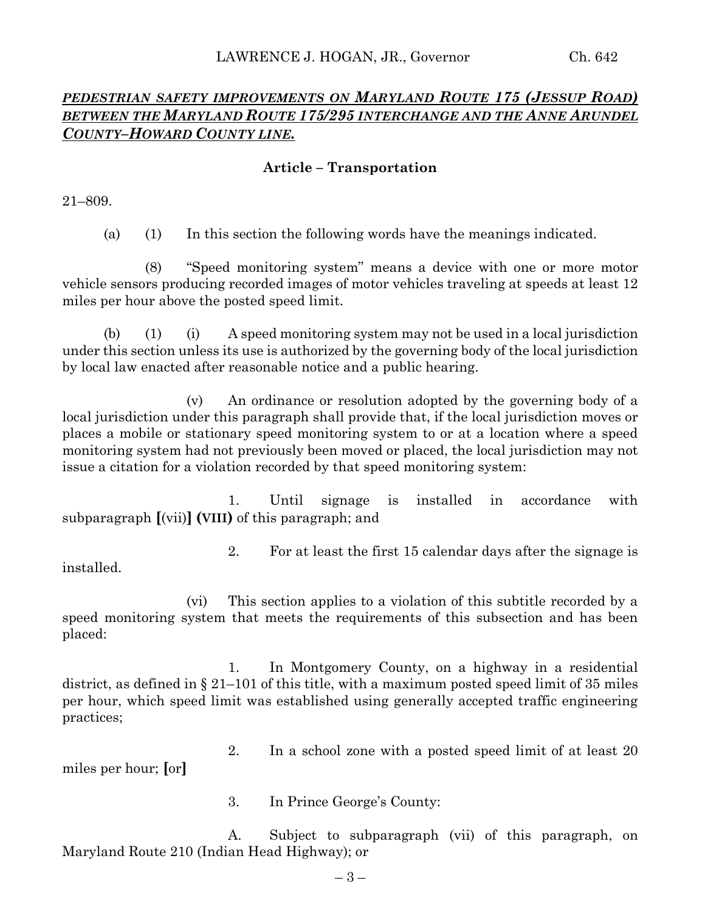***PEDESTRIAN SAFETY IMPROVEMENTS ON MARYLAND ROUTE 175 (JESSUP ROAD) BETWEEN THE MARYLAND ROUTE 175/295 INTERCHANGE AND THE ANNE ARUNDEL COUNTY–HOWARD COUNTY LINE.***

**Article – Transportation**

21–809.

(a) (1) In this section the following words have the meanings indicated.

(8) "Speed monitoring system" means a device with one or more motor vehicle sensors producing recorded images of motor vehicles traveling at speeds at least 12 miles per hour above the posted speed limit.

(b) (1) (i) A speed monitoring system may not be used in a local jurisdiction under this section unless its use is authorized by the governing body of the local jurisdiction by local law enacted after reasonable notice and a public hearing.

(v) An ordinance or resolution adopted by the governing body of a local jurisdiction under this paragraph shall provide that, if the local jurisdiction moves or places a mobile or stationary speed monitoring system to or at a location where a speed monitoring system had not previously been moved or placed, the local jurisdiction may not issue a citation for a violation recorded by that speed monitoring system:

1. Until signage is installed in accordance with subparagraph **[**(vii)**] (VIII)** of this paragraph; and

2. For at least the first 15 calendar days after the signage is installed.

(vi) This section applies to a violation of this subtitle recorded by a speed monitoring system that meets the requirements of this subsection and has been placed:

1. In Montgomery County, on a highway in a residential district, as defined in § 21–101 of this title, with a maximum posted speed limit of 35 miles per hour, which speed limit was established using generally accepted traffic engineering practices;

2. In a school zone with a posted speed limit of at least 20 miles per hour; **[**or**]**

3. In Prince George's County:

A. Subject to subparagraph (vii) of this paragraph, on Maryland Route 210 (Indian Head Highway); or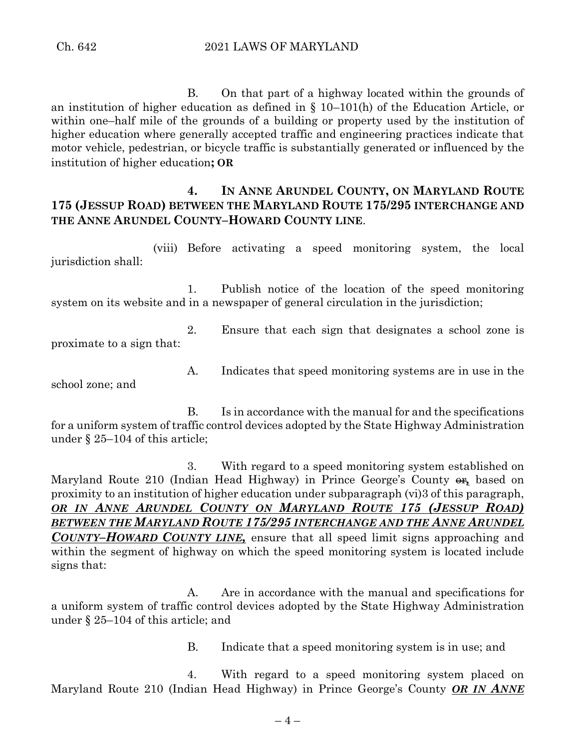B. On that part of a highway located within the grounds of an institution of higher education as defined in § 10–101(h) of the Education Article, or within one–half mile of the grounds of a building or property used by the institution of higher education where generally accepted traffic and engineering practices indicate that motor vehicle, pedestrian, or bicycle traffic is substantially generated or influenced by the institution of higher education**; OR**

**4. IN ANNE ARUNDEL COUNTY, ON MARYLAND ROUTE 175 (JESSUP ROAD) BETWEEN THE MARYLAND ROUTE 175/295 INTERCHANGE AND THE ANNE ARUNDEL COUNTY–HOWARD COUNTY LINE**.

(viii) Before activating a speed monitoring system, the local jurisdiction shall:

1. Publish notice of the location of the speed monitoring system on its website and in a newspaper of general circulation in the jurisdiction;

2. Ensure that each sign that designates a school zone is proximate to a sign that:

A. Indicates that speed monitoring systems are in use in the school zone; and

B. Is in accordance with the manual for and the specifications for a uniform system of traffic control devices adopted by the State Highway Administration under § 25–104 of this article;

3. With regard to a speed monitoring system established on Maryland Route 210 (Indian Head Highway) in Prince George's County ~~or~~, based on proximity to an institution of higher education under subparagraph (vi)3 of this paragraph, ***OR IN ANNE ARUNDEL COUNTY ON MARYLAND ROUTE 175 (JESSUP ROAD) BETWEEN THE MARYLAND ROUTE 175/295 INTERCHANGE AND THE ANNE ARUNDEL COUNTY–HOWARD COUNTY LINE,*** ensure that all speed limit signs approaching and within the segment of highway on which the speed monitoring system is located include signs that:

A. Are in accordance with the manual and specifications for a uniform system of traffic control devices adopted by the State Highway Administration under § 25–104 of this article; and

B. Indicate that a speed monitoring system is in use; and

4. With regard to a speed monitoring system placed on Maryland Route 210 (Indian Head Highway) in Prince George's County ***OR IN ANNE***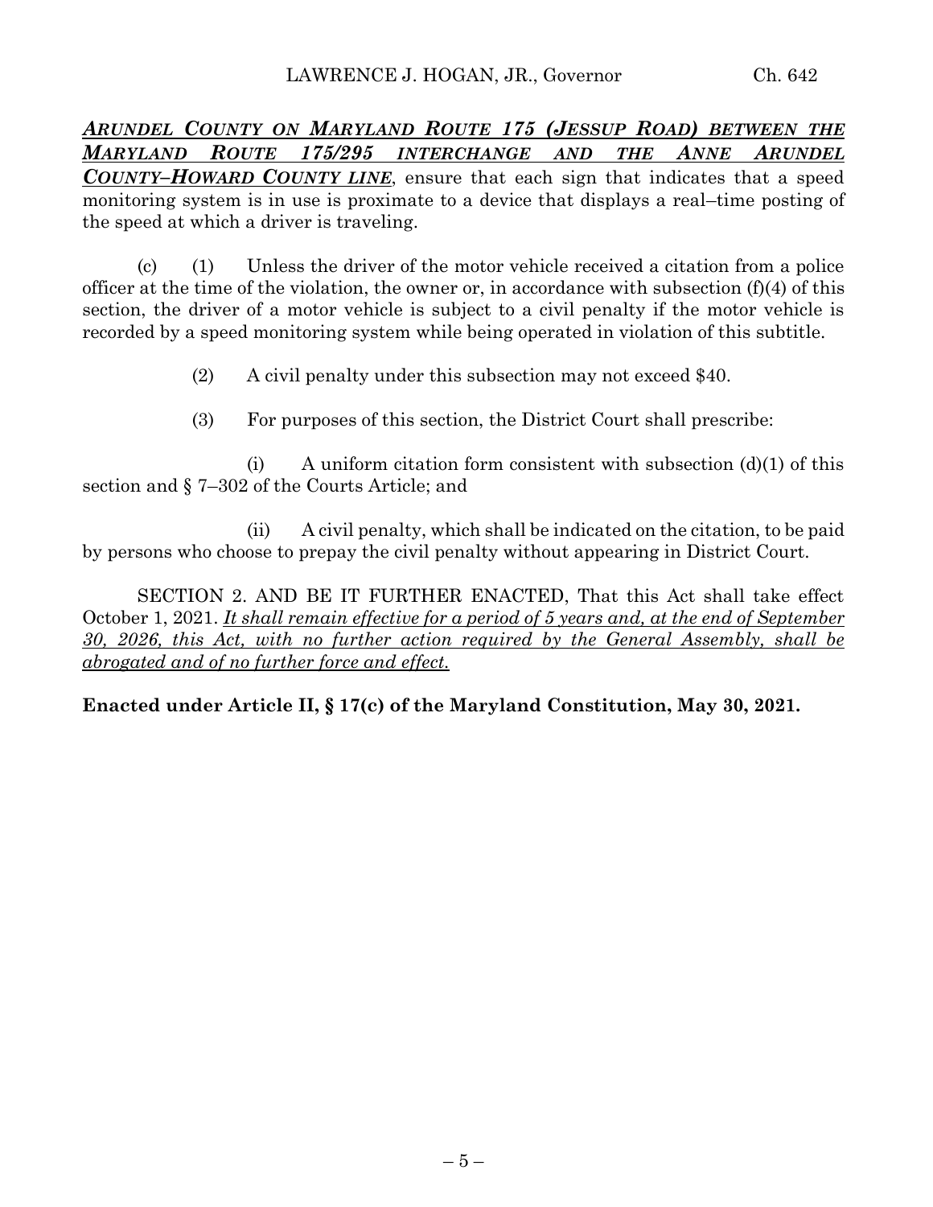***ARUNDEL COUNTY ON MARYLAND ROUTE 175 (JESSUP ROAD) BETWEEN THE MARYLAND ROUTE 175/295 INTERCHANGE AND THE ANNE ARUNDEL COUNTY–HOWARD COUNTY LINE***, ensure that each sign that indicates that a speed monitoring system is in use is proximate to a device that displays a real–time posting of the speed at which a driver is traveling.

(c) (1) Unless the driver of the motor vehicle received a citation from a police officer at the time of the violation, the owner or, in accordance with subsection (f)(4) of this section, the driver of a motor vehicle is subject to a civil penalty if the motor vehicle is recorded by a speed monitoring system while being operated in violation of this subtitle.

(2) A civil penalty under this subsection may not exceed $40.

(3) For purposes of this section, the District Court shall prescribe:

(i) A uniform citation form consistent with subsection (d)(1) of this section and § 7–302 of the Courts Article; and

(ii) A civil penalty, which shall be indicated on the citation, to be paid by persons who choose to prepay the civil penalty without appearing in District Court.

SECTION 2. AND BE IT FURTHER ENACTED, That this Act shall take effect October 1, 2021. *It shall remain effective for a period of 5 years and, at the end of September 30, 2026, this Act, with no further action required by the General Assembly, shall be abrogated and of no further force and effect.*

**Enacted under Article II, § 17(c) of the Maryland Constitution, May 30, 2021.**